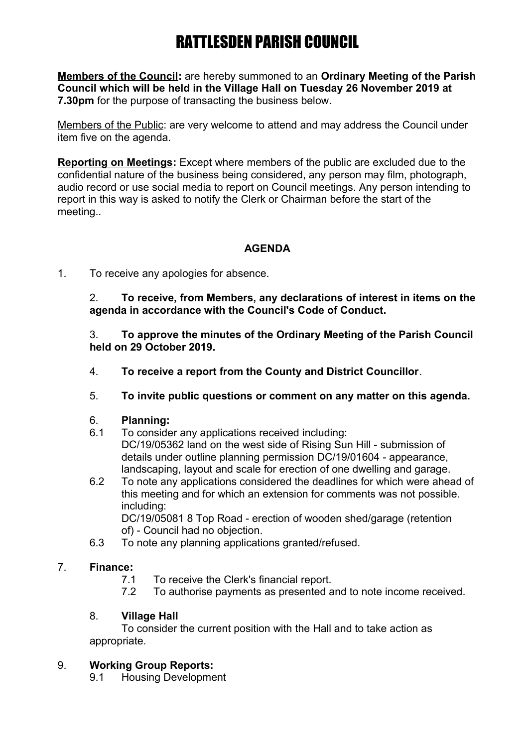# RATTLESDEN PARISH COUNCIL

**Members of the Council:** are hereby summoned to an **Ordinary Meeting of the Parish Council which will be held in the Village Hall on Tuesday 26 November 2019 at 7.30pm** for the purpose of transacting the business below.

Members of the Public: are very welcome to attend and may address the Council under item five on the agenda.

**Reporting on Meetings:** Except where members of the public are excluded due to the confidential nature of the business being considered, any person may film, photograph, audio record or use social media to report on Council meetings. Any person intending to report in this way is asked to notify the Clerk or Chairman before the start of the meeting..

## AGENDA

1. To receive any apologies for absence.

2. **To receive, from Members, any declarations of interest in items on the agenda in accordance with the Council's Code of Conduct.**

3. **To approve the minutes of the Ordinary Meeting of the Parish Council held on 29 October 2019.**

4. **To receive a report from the County and District Councillor**.

5. **To invite public questions or comment on any matter on this agenda.**

6. **Planning:**

6.1 To consider any applications received including:
DC/19/05362 land on the west side of Rising Sun Hill - submission of details under outline planning permission DC/19/01604 - appearance, landscaping, layout and scale for erection of one dwelling and garage.

6.2 To note any applications considered the deadlines for which were ahead of this meeting and for which an extension for comments was not possible. including:
DC/19/05081 8 Top Road - erection of wooden shed/garage (retention of) - Council had no objection.

6.3 To note any planning applications granted/refused.

7. **Finance:**

7.1 To receive the Clerk's financial report.

7.2 To authorise payments as presented and to note income received.

8. **Village Hall**

To consider the current position with the Hall and to take action as appropriate.

9. **Working Group Reports:**

9.1 Housing Development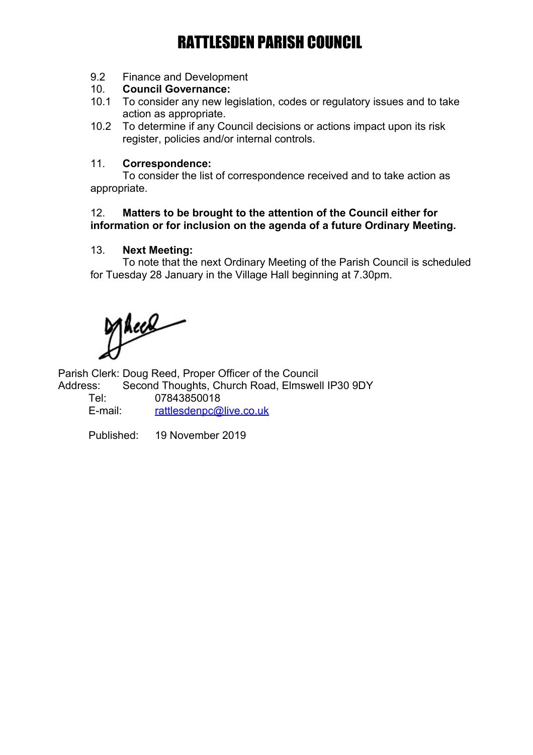# RATTLESDEN PARISH COUNCIL

9.2 Finance and Development

10. **Council Governance:**

10.1 To consider any new legislation, codes or regulatory issues and to take action as appropriate.

10.2 To determine if any Council decisions or actions impact upon its risk register, policies and/or internal controls.

11. **Correspondence:**

To consider the list of correspondence received and to take action as appropriate.

12. **Matters to be brought to the attention of the Council either for information or for inclusion on the agenda of a future Ordinary Meeting.**

13. **Next Meeting:**

To note that the next Ordinary Meeting of the Parish Council is scheduled for Tuesday 28 January in the Village Hall beginning at 7.30pm.

Parish Clerk: Doug Reed, Proper Officer of the Council
Address: Second Thoughts, Church Road, Elmswell IP30 9DY
Tel: 07843850018
E-mail: rattlesdenpc@live.co.uk

Published: 19 November 2019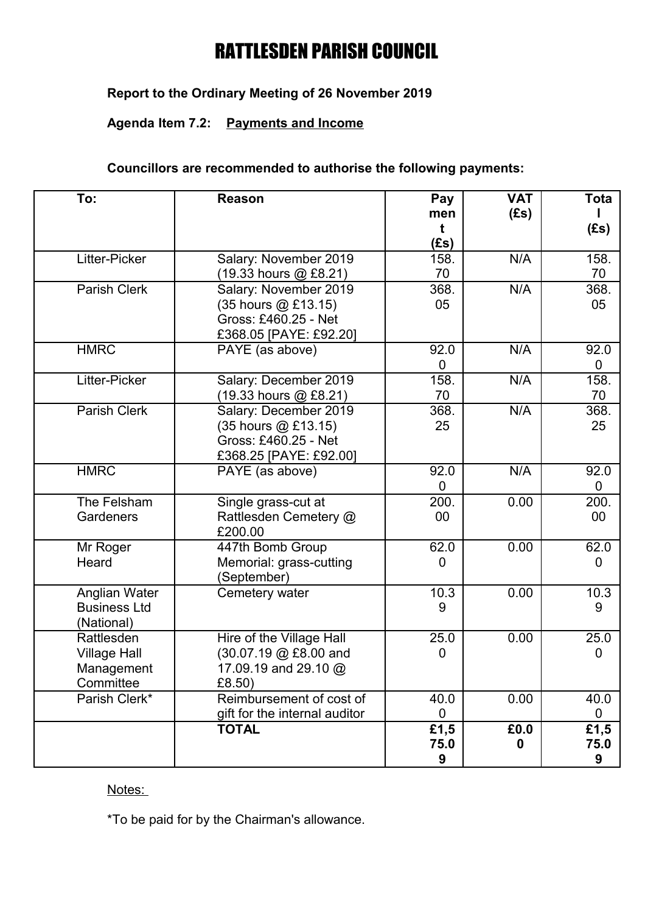# RATTLESDEN PARISH COUNCIL

**Report to the Ordinary Meeting of 26 November 2019**

**Agenda Item 7.2: Payments and Income**

**Councillors are recommended to authorise the following payments:**

| To: | Reason | Payment (£s) | VAT (£s) | Total (£s) |
|---|---|---|---|---|
| Litter-Picker | Salary: November 2019 (19.33 hours @ £8.21) | 158.70 | N/A | 158.70 |
| Parish Clerk | Salary: November 2019 (35 hours @ £13.15) Gross: £460.25 - Net £368.05 [PAYE: £92.20] | 368.05 | N/A | 368.05 |
| HMRC | PAYE (as above) | 92.00 | N/A | 92.00 |
| Litter-Picker | Salary: December 2019 (19.33 hours @ £8.21) | 158.70 | N/A | 158.70 |
| Parish Clerk | Salary: December 2019 (35 hours @ £13.15) Gross: £460.25 - Net £368.25 [PAYE: £92.00] | 368.25 | N/A | 368.25 |
| HMRC | PAYE (as above) | 92.00 | N/A | 92.00 |
| The Felsham Gardeners | Single grass-cut at Rattlesden Cemetery @ £200.00 | 200.00 | 0.00 | 200.00 |
| Mr Roger Heard | 447th Bomb Group Memorial: grass-cutting (September) | 62.00 | 0.00 | 62.00 |
| Anglian Water Business Ltd (National) | Cemetery water | 10.39 | 0.00 | 10.39 |
| Rattlesden Village Hall Management Committee | Hire of the Village Hall (30.07.19 @ £8.00 and 17.09.19 and 29.10 @ £8.50) | 25.00 | 0.00 | 25.00 |
| Parish Clerk* | Reimbursement of cost of gift for the internal auditor | 40.00 | 0.00 | 40.00 |
| | **TOTAL** | **£1,575.09** | **£0.00** | **£1,575.09** |

Notes:

*To be paid for by the Chairman's allowance.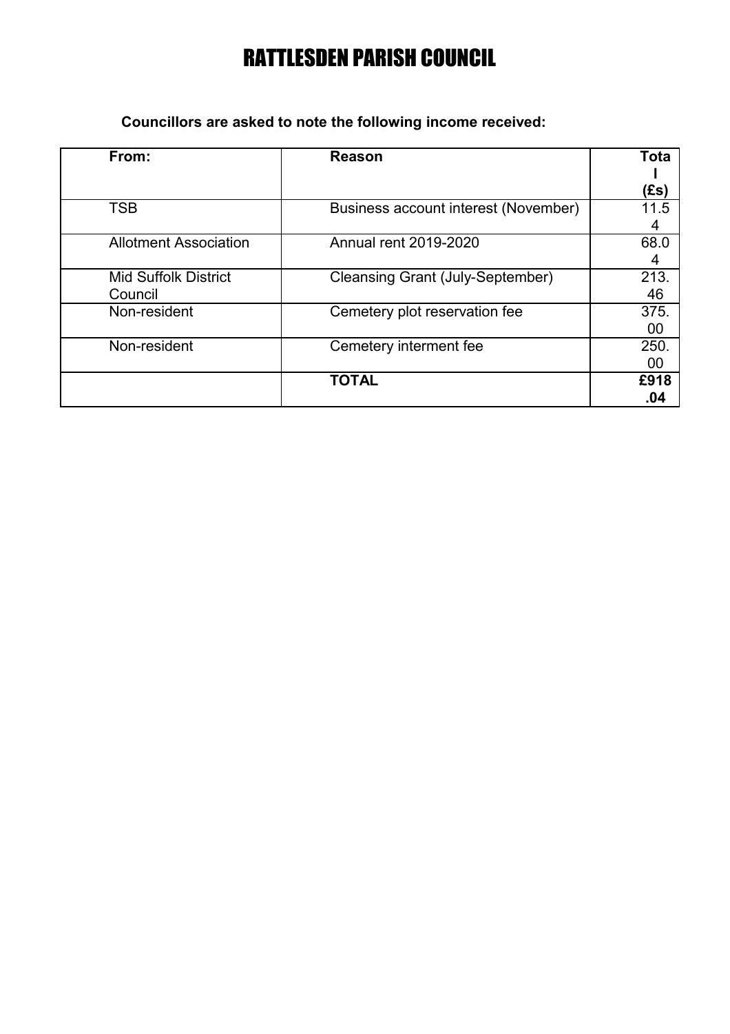# RATTLESDEN PARISH COUNCIL

**Councillors are asked to note the following income received:**

| From: | Reason | Total (£s) |
|---|---|---|
| TSB | Business account interest (November) | 11.54 |
| Allotment Association | Annual rent 2019-2020 | 68.04 |
| Mid Suffolk District Council | Cleansing Grant (July-September) | 213.46 |
| Non-resident | Cemetery plot reservation fee | 375.00 |
| Non-resident | Cemetery interment fee | 250.00 |
| | **TOTAL** | **£918.04** |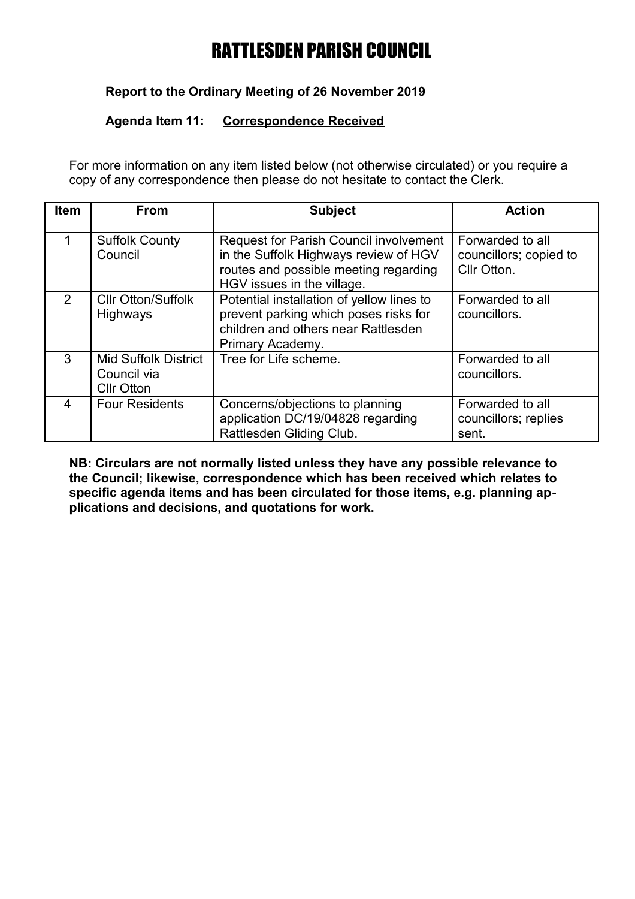# RATTLESDEN PARISH COUNCIL

**Report to the Ordinary Meeting of 26 November 2019**

**Agenda Item 11: Correspondence Received**

For more information on any item listed below (not otherwise circulated) or you require a copy of any correspondence then please do not hesitate to contact the Clerk.

| Item | From | Subject | Action |
|---|---|---|---|
| 1 | Suffolk County Council | Request for Parish Council involvement in the Suffolk Highways review of HGV routes and possible meeting regarding HGV issues in the village. | Forwarded to all councillors; copied to Cllr Otton. |
| 2 | Cllr Otton/Suffolk Highways | Potential installation of yellow lines to prevent parking which poses risks for children and others near Rattlesden Primary Academy. | Forwarded to all councillors. |
| 3 | Mid Suffolk District Council via Cllr Otton | Tree for Life scheme. | Forwarded to all councillors. |
| 4 | Four Residents | Concerns/objections to planning application DC/19/04828 regarding Rattlesden Gliding Club. | Forwarded to all councillors; replies sent. |

**NB: Circulars are not normally listed unless they have any possible relevance to the Council; likewise, correspondence which has been received which relates to specific agenda items and has been circulated for those items, e.g. planning applications and decisions, and quotations for work.**